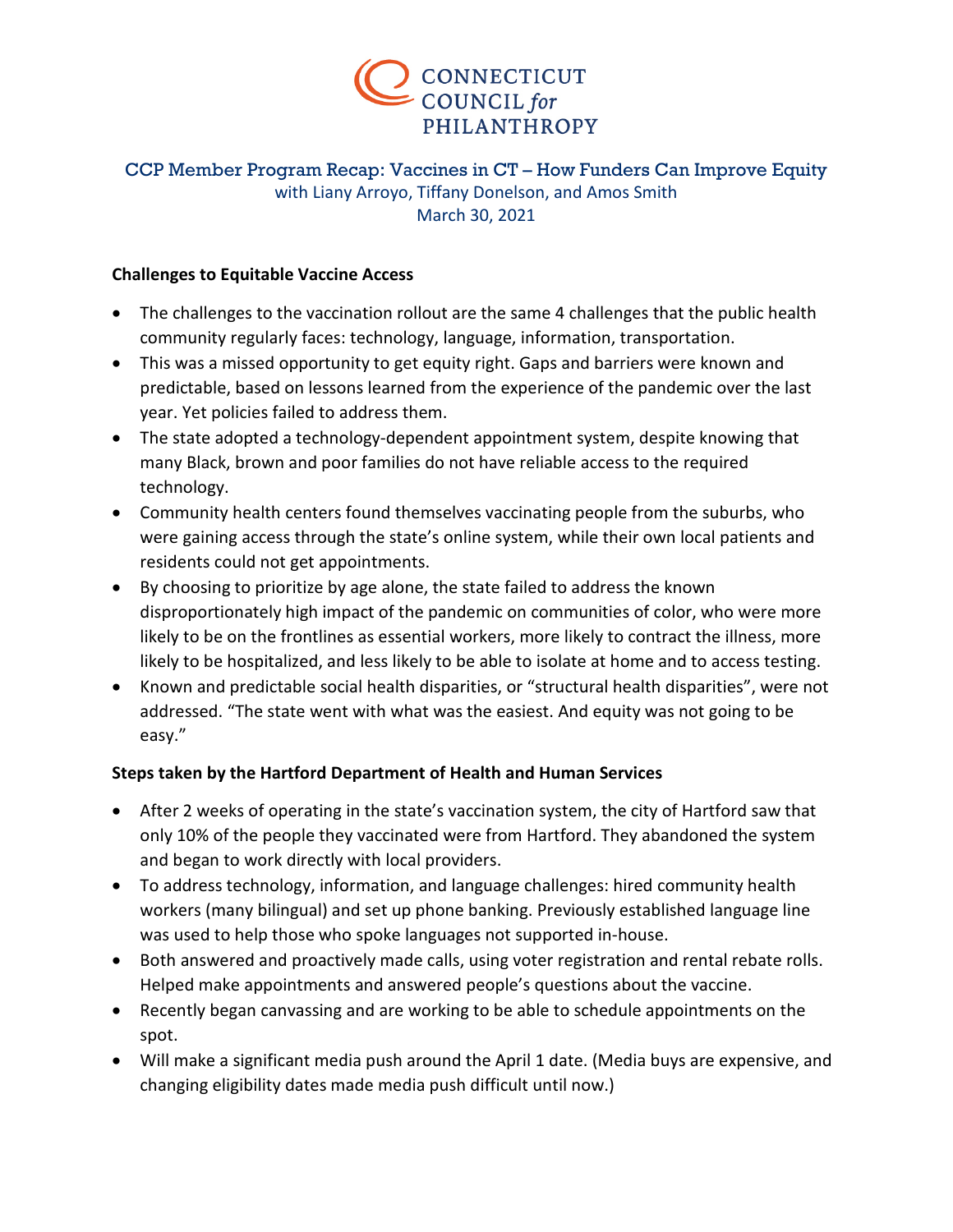CONNECTICUT COUNCIL *for* PHILANTHROPY

# CCP Member Program Recap: Vaccines in CT – How Funders Can Improve Equity

with Liany Arroyo, Tiffany Donelson, and Amos Smith

March 30, 2021

**Challenges to Equitable Vaccine Access**

- The challenges to the vaccination rollout are the same 4 challenges that the public health community regularly faces: technology, language, information, transportation.
- This was a missed opportunity to get equity right. Gaps and barriers were known and predictable, based on lessons learned from the experience of the pandemic over the last year. Yet policies failed to address them.
- The state adopted a technology-dependent appointment system, despite knowing that many Black, brown and poor families do not have reliable access to the required technology.
- Community health centers found themselves vaccinating people from the suburbs, who were gaining access through the state's online system, while their own local patients and residents could not get appointments.
- By choosing to prioritize by age alone, the state failed to address the known disproportionately high impact of the pandemic on communities of color, who were more likely to be on the frontlines as essential workers, more likely to contract the illness, more likely to be hospitalized, and less likely to be able to isolate at home and to access testing.
- Known and predictable social health disparities, or "structural health disparities", were not addressed. "The state went with what was the easiest. And equity was not going to be easy."

**Steps taken by the Hartford Department of Health and Human Services**

- After 2 weeks of operating in the state's vaccination system, the city of Hartford saw that only 10% of the people they vaccinated were from Hartford. They abandoned the system and began to work directly with local providers.
- To address technology, information, and language challenges: hired community health workers (many bilingual) and set up phone banking. Previously established language line was used to help those who spoke languages not supported in-house.
- Both answered and proactively made calls, using voter registration and rental rebate rolls. Helped make appointments and answered people's questions about the vaccine.
- Recently began canvassing and are working to be able to schedule appointments on the spot.
- Will make a significant media push around the April 1 date. (Media buys are expensive, and changing eligibility dates made media push difficult until now.)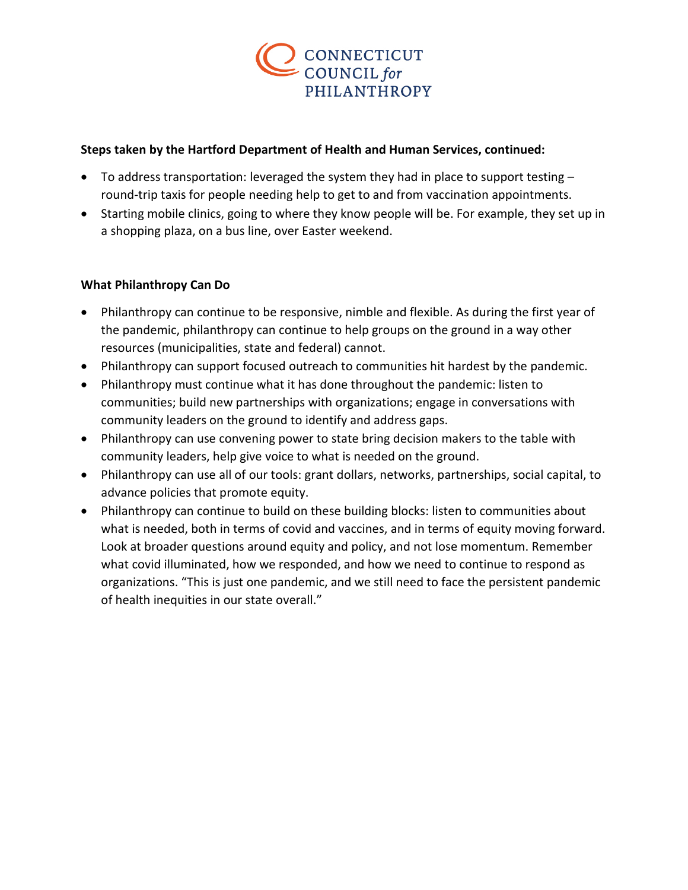**Steps taken by the Hartford Department of Health and Human Services, continued:**

- To address transportation: leveraged the system they had in place to support testing – round-trip taxis for people needing help to get to and from vaccination appointments.
- Starting mobile clinics, going to where they know people will be. For example, they set up in a shopping plaza, on a bus line, over Easter weekend.

**What Philanthropy Can Do**

- Philanthropy can continue to be responsive, nimble and flexible. As during the first year of the pandemic, philanthropy can continue to help groups on the ground in a way other resources (municipalities, state and federal) cannot.
- Philanthropy can support focused outreach to communities hit hardest by the pandemic.
- Philanthropy must continue what it has done throughout the pandemic: listen to communities; build new partnerships with organizations; engage in conversations with community leaders on the ground to identify and address gaps.
- Philanthropy can use convening power to state bring decision makers to the table with community leaders, help give voice to what is needed on the ground.
- Philanthropy can use all of our tools: grant dollars, networks, partnerships, social capital, to advance policies that promote equity.
- Philanthropy can continue to build on these building blocks: listen to communities about what is needed, both in terms of covid and vaccines, and in terms of equity moving forward. Look at broader questions around equity and policy, and not lose momentum. Remember what covid illuminated, how we responded, and how we need to continue to respond as organizations. "This is just one pandemic, and we still need to face the persistent pandemic of health inequities in our state overall."